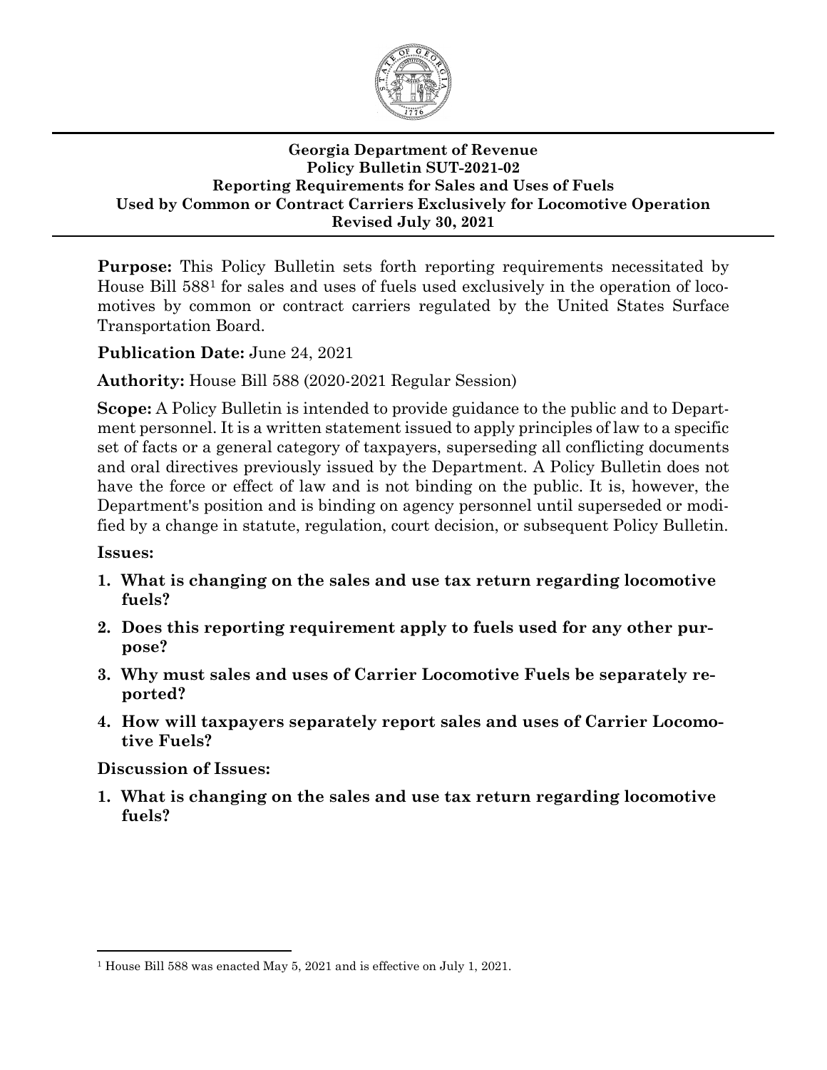**Georgia Department of Revenue**
**Policy Bulletin SUT-2021-02**
**Reporting Requirements for Sales and Uses of Fuels**
**Used by Common or Contract Carriers Exclusively for Locomotive Operation**
**Revised July 30, 2021**

---

**Purpose:** This Policy Bulletin sets forth reporting requirements necessitated by House Bill 588[1] for sales and uses of fuels used exclusively in the operation of locomotives by common or contract carriers regulated by the United States Surface Transportation Board.

**Publication Date:** June 24, 2021

**Authority:** House Bill 588 (2020-2021 Regular Session)

**Scope:** A Policy Bulletin is intended to provide guidance to the public and to Department personnel. It is a written statement issued to apply principles of law to a specific set of facts or a general category of taxpayers, superseding all conflicting documents and oral directives previously issued by the Department. A Policy Bulletin does not have the force or effect of law and is not binding on the public. It is, however, the Department's position and is binding on agency personnel until superseded or modified by a change in statute, regulation, court decision, or subsequent Policy Bulletin.

**Issues:**

1. **What is changing on the sales and use tax return regarding locomotive fuels?**
2. **Does this reporting requirement apply to fuels used for any other purpose?**
3. **Why must sales and uses of Carrier Locomotive Fuels be separately reported?**
4. **How will taxpayers separately report sales and uses of Carrier Locomotive Fuels?**

**Discussion of Issues:**

1. **What is changing on the sales and use tax return regarding locomotive fuels?**

---

[1] House Bill 588 was enacted May 5, 2021 and is effective on July 1, 2021.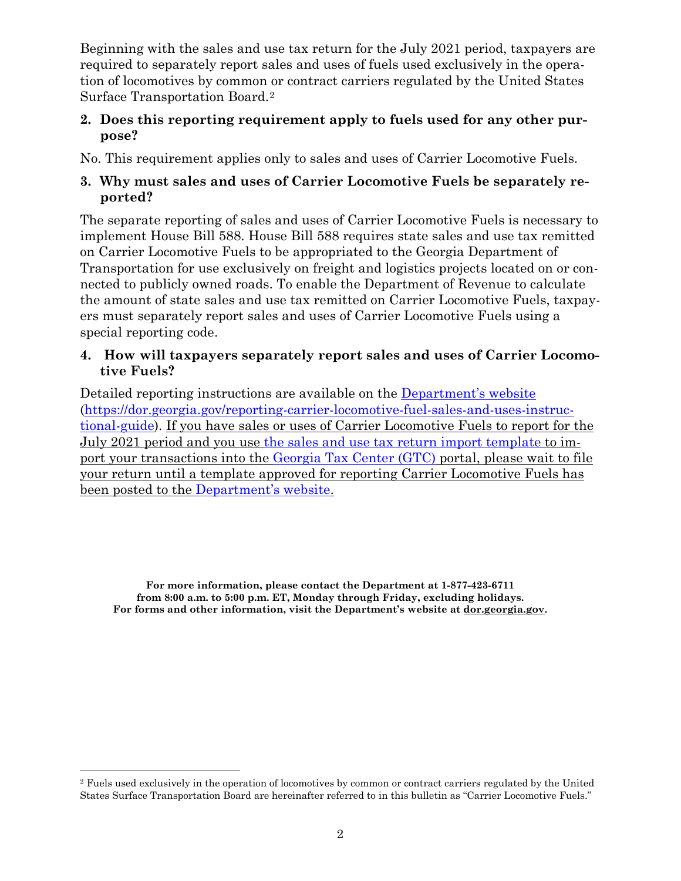Beginning with the sales and use tax return for the July 2021 period, taxpayers are required to separately report sales and uses of fuels used exclusively in the operation of locomotives by common or contract carriers regulated by the United States Surface Transportation Board.[2]

**2. Does this reporting requirement apply to fuels used for any other purpose?**

No. This requirement applies only to sales and uses of Carrier Locomotive Fuels.

**3. Why must sales and uses of Carrier Locomotive Fuels be separately reported?**

The separate reporting of sales and uses of Carrier Locomotive Fuels is necessary to implement House Bill 588. House Bill 588 requires state sales and use tax remitted on Carrier Locomotive Fuels to be appropriated to the Georgia Department of Transportation for use exclusively on freight and logistics projects located on or connected to publicly owned roads. To enable the Department of Revenue to calculate the amount of state sales and use tax remitted on Carrier Locomotive Fuels, taxpayers must separately report sales and uses of Carrier Locomotive Fuels using a special reporting code.

**4. How will taxpayers separately report sales and uses of Carrier Locomotive Fuels?**

Detailed reporting instructions are available on the Department's website (https://dor.georgia.gov/reporting-carrier-locomotive-fuel-sales-and-uses-instructional-guide). If you have sales or uses of Carrier Locomotive Fuels to report for the July 2021 period and you use the sales and use tax return import template to import your transactions into the Georgia Tax Center (GTC) portal, please wait to file your return until a template approved for reporting Carrier Locomotive Fuels has been posted to the Department's website.

**For more information, please contact the Department at 1-877-423-6711 from 8:00 a.m. to 5:00 p.m. ET, Monday through Friday, excluding holidays. For forms and other information, visit the Department's website at dor.georgia.gov.**

---

[2] Fuels used exclusively in the operation of locomotives by common or contract carriers regulated by the United States Surface Transportation Board are hereinafter referred to in this bulletin as "Carrier Locomotive Fuels."